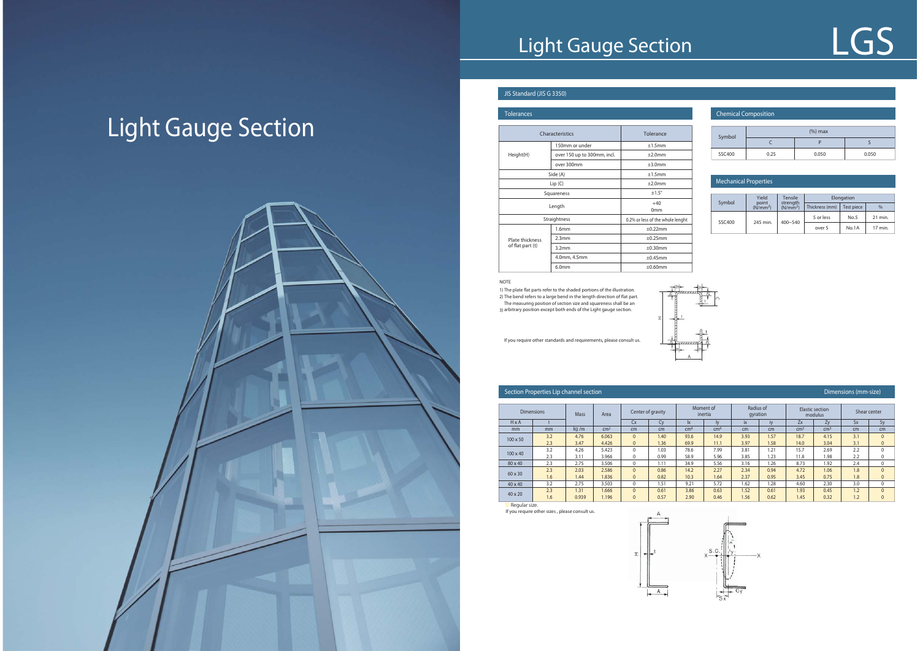# Light Gauge Section

# Light Gauge Section

LGS

## JIS Standard (JIS G 3350)

### Tolerances

| Characteristics | | Tolerance |
|---|---|---|
| Height(H) | 150mm or under | ±1.5mm |
| | over 150 up to 300mm, incl. | ±2.0mm |
| | over 300mm | ±3.0mm |
| Side (A) | | ±1.5mm |
| Lip (C) | | ±2.0mm |
| Squareness | | ±1.5° |
| Length | | +40 0mm |
| Straightness | | 0.2% or less of the whole lenght |
| Plate thickness of flat part (t) | 1.6mm | ±0.22mm |
| | 2.3mm | ±0.25mm |
| | 3.2mm | ±0.30mm |
| | 4.0mm, 4.5mm | ±0.45mm |
| | 6.0mm | ±0.60mm |

NOTE

1) The plate flat parts refer to the shaded portions of the illustration.
2) The bend refers to a large bend in the length direction of flat part.
3) The measuring position of section size and squareness shall be an arbitrary position except both ends of the Light gauge section.

If you require other standards and requirements, please consult us.

### Chemical Composition

| Symbol | (%) max | | |
|---|---|---|---|
| | C | P | S |
| SSC400 | 0.25 | 0.050 | 0.050 |

### Mechanical Properties

| Symbol | Yield point ($N/mm^2$) | Tensile strength ($N/mm^2$) | Elongation | | |
|---|---|---|---|---|---|
| | | | Thickness (mm) | Test piece | % |
| SSC400 | 245 min. | 400~540 | 5 or less | No.5 | 21 min. |
| | | | over 5 | No.1A | 17 min. |

### Section Properties Lip channel section

Dimensions (mm-size)

| Dimensions | | Mass | Area | Center of gravity | | Moment of inertia | | Radius of gyration | | Elastic section modulus | | Shear center | |
|---|---|---|---|---|---|---|---|---|---|---|---|---|---|
| H x A | t | | | Cx | Cy | Ix | Iy | ix | iy | Zx | Zy | Sx | Sy |
| mm | mm | kg /m | $cm^2$ | cm | cm | $cm^4$ | $cm^4$ | cm | cm | $cm^3$ | $cm^3$ | cm | cm |
| 100 x 50 | 3.2 | 4.76 | 6.063 | 0 | 1.40 | 93.6 | 14.9 | 3.93 | 1.57 | 18.7 | 4.15 | 3.1 | 0 |
| | 2.3 | 3.47 | 4.426 | 0 | 1.36 | 69.9 | 11.1 | 3.97 | 1.58 | 14.0 | 3.04 | 3.1 | 0 |
| 100 x 40 | 3.2 | 4.26 | 5.423 | 0 | 1.03 | 78.6 | 7.99 | 3.81 | 1.21 | 15.7 | 2.69 | 2.2 | 0 |
| | 2.3 | 3.11 | 3.966 | 0 | 0.99 | 58.9 | 5.96 | 3.85 | 1.23 | 11.8 | 1.98 | 2.2 | 0 |
| 80 x 40 | 2.3 | 2.75 | 3.506 | 0 | 1.11 | 34.9 | 5.56 | 3.16 | 1.26 | 8.73 | 1.92 | 2.4 | 0 |
| 60 x 30 | 2.3 | 2.03 | 2.586 | 0 | 0.86 | 14.2 | 2.27 | 2.34 | 0.94 | 4.72 | 1.06 | 1.8 | 0 |
| | 1.6 | 1.44 | 1.836 | 0 | 0.82 | 10.3 | 1.64 | 2.37 | 0.95 | 3.45 | 0.75 | 1.8 | 0 |
| 40 x 40 | 3.2 | 2.75 | 3.503 | 0 | 1.51 | 9.21 | 5.72 | 1.62 | 1.28 | 4.60 | 2.30 | 3.0 | 0 |
| 40 x 20 | 2.3 | 1.31 | 1.666 | 0 | 0.61 | 3.86 | 0.63 | 1.52 | 0.61 | 1.93 | 0.45 | 1.2 | 0 |
| | 1.6 | 0.939 | 1.196 | 0 | 0.57 | 2.90 | 0.46 | 1.56 | 0.62 | 1.45 | 0.32 | 1.2 | 0 |

Regular size.

If you require other sizes , please consult us.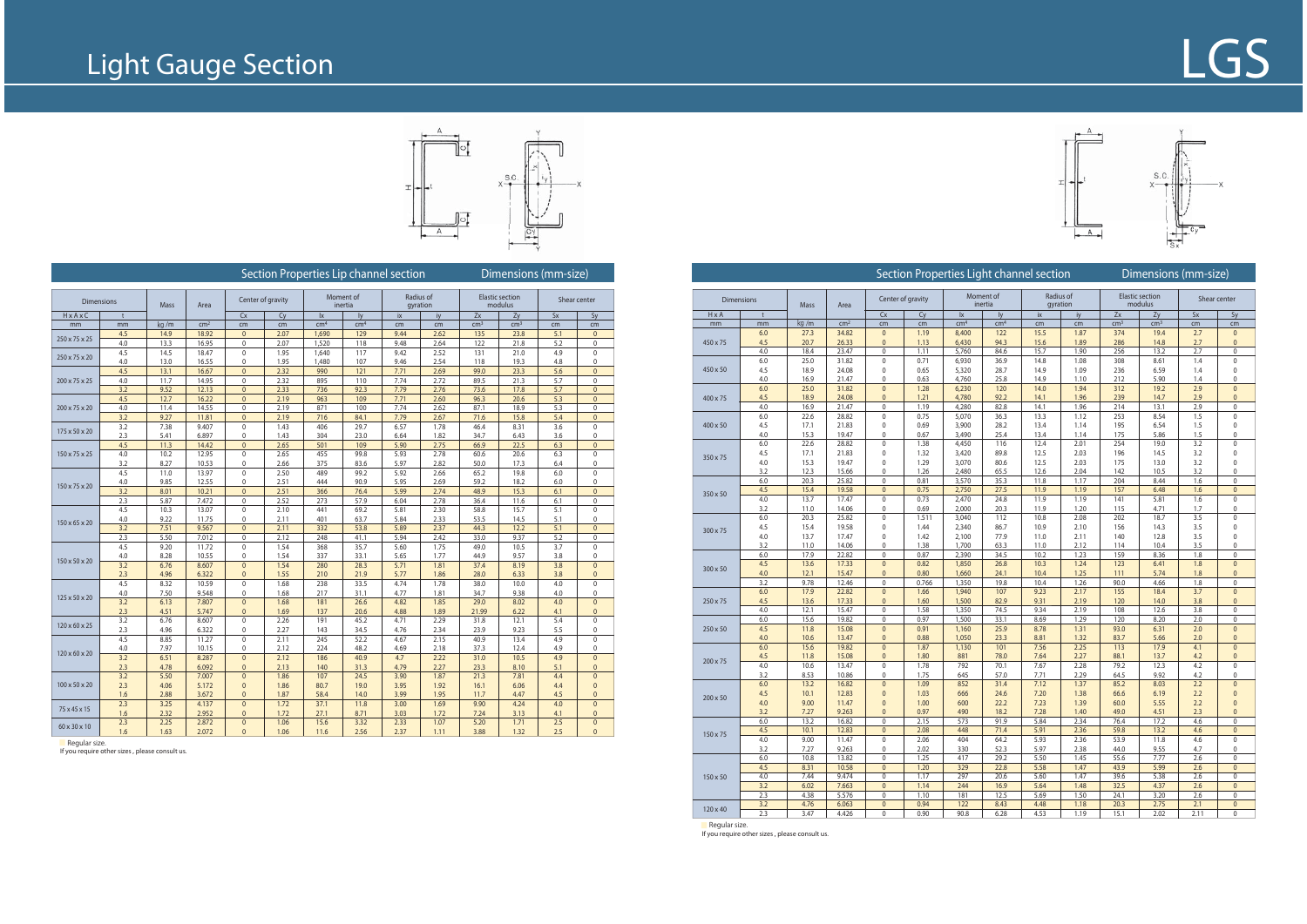# Light Gauge Section

LGS

## Section Properties Lip channel section — Dimensions (mm-size)

| Dimensions | | Mass | Area | Center of gravity | | Moment of inertia | | Radius of gyration | | Elastic section modulus | | Shear center | |
|---|---|---|---|---|---|---|---|---|---|---|---|---|---|
| H x A x C | t | | | Cx | Cy | Ix | Iy | ix | iy | Zx | Zy | Sx | Sy |
| mm | mm | kg /m | cm² | cm | cm | cm⁴ | cm⁴ | cm | cm | cm³ | cm³ | cm | cm |
| 250 x 75 x 25 | 4.5 | 14.9 | 18.92 | 0 | 2.07 | 1,690 | 129 | 9.44 | 2.62 | 135 | 23.8 | 5.1 | 0 |
| | 4.0 | 13.3 | 16.95 | 0 | 2.07 | 1,520 | 118 | 9.48 | 2.64 | 122 | 21.8 | 5.2 | 0 |
| 250 x 75 x 20 | 4.5 | 14.5 | 18.47 | 0 | 1.95 | 1,640 | 117 | 9.42 | 2.52 | 131 | 21.0 | 4.9 | 0 |
| | 4.0 | 13.0 | 16.55 | 0 | 1.95 | 1,480 | 107 | 9.46 | 2.54 | 118 | 19.3 | 4.8 | 0 |
| 200 x 75 x 25 | 4.5 | 13.1 | 16.67 | 0 | 2.32 | 990 | 121 | 7.71 | 2.69 | 99.0 | 23.3 | 5.6 | 0 |
| | 4.0 | 11.7 | 14.95 | 0 | 2.32 | 895 | 110 | 7.74 | 2.72 | 89.5 | 21.3 | 5.7 | 0 |
| | 3.2 | 9.52 | 12.13 | 0 | 2.33 | 736 | 92.3 | 7.79 | 2.76 | 73.6 | 17.8 | 5.7 | 0 |
| 200 x 75 x 20 | 4.5 | 12.7 | 16.22 | 0 | 2.19 | 963 | 109 | 7.71 | 2.60 | 96.3 | 20.6 | 5.3 | 0 |
| | 4.0 | 11.4 | 14.55 | 0 | 2.19 | 871 | 100 | 7.74 | 2.62 | 87.1 | 18.9 | 5.3 | 0 |
| | 3.2 | 9.27 | 11.81 | 0 | 2.19 | 716 | 84.1 | 7.79 | 2.67 | 71.6 | 15.8 | 5.4 | 0 |
| 175 x 50 x 20 | 3.2 | 7.38 | 9.407 | 0 | 1.43 | 406 | 29.7 | 6.57 | 1.78 | 46.4 | 8.31 | 3.6 | 0 |
| | 2.3 | 5.41 | 6.897 | 0 | 1.43 | 304 | 23.0 | 6.64 | 1.82 | 34.7 | 6.43 | 3.6 | 0 |
| 150 x 75 x 25 | 4.5 | 11.3 | 14.42 | 0 | 2.65 | 501 | 109 | 5.90 | 2.75 | 66.9 | 22.5 | 6.3 | 0 |
| | 4.0 | 10.2 | 12.95 | 0 | 2.65 | 455 | 99.8 | 5.93 | 2.78 | 60.6 | 20.6 | 6.3 | 0 |
| | 3.2 | 8.27 | 10.53 | 0 | 2.66 | 375 | 83.6 | 5.97 | 2.82 | 50.0 | 17.3 | 6.4 | 0 |
| 150 x 75 x 20 | 4.5 | 11.0 | 13.97 | 0 | 2.50 | 489 | 99.2 | 5.92 | 2.66 | 65.2 | 19.8 | 6.0 | 0 |
| | 4.0 | 9.85 | 12.55 | 0 | 2.51 | 444 | 90.9 | 5.95 | 2.69 | 59.2 | 18.2 | 6.0 | 0 |
| | 3.2 | 8.01 | 10.21 | 0 | 2.51 | 366 | 76.4 | 5.99 | 2.74 | 48.9 | 15.3 | 6.1 | 0 |
| | 2.3 | 5.87 | 7.472 | 0 | 2.52 | 273 | 57.9 | 6.04 | 2.78 | 36.4 | 11.6 | 6.1 | 0 |
| 150 x 65 x 20 | 4.5 | 10.3 | 13.07 | 0 | 2.10 | 441 | 69.2 | 5.81 | 2.30 | 58.8 | 15.7 | 5.1 | 0 |
| | 4.0 | 9.22 | 11.75 | 0 | 2.11 | 401 | 63.7 | 5.84 | 2.33 | 53.5 | 14.5 | 5.1 | 0 |
| | 3.2 | 7.51 | 9.567 | 0 | 2.11 | 332 | 53.8 | 5.89 | 2.37 | 44.3 | 12.2 | 5.1 | 0 |
| | 2.3 | 5.50 | 7.012 | 0 | 2.12 | 248 | 41.1 | 5.94 | 2.42 | 33.0 | 9.37 | 5.2 | 0 |
| 150 x 50 x 20 | 4.5 | 9.20 | 11.72 | 0 | 1.54 | 368 | 35.7 | 5.60 | 1.75 | 49.0 | 10.5 | 3.7 | 0 |
| | 4.0 | 8.28 | 10.55 | 0 | 1.54 | 337 | 33.1 | 5.65 | 1.77 | 44.9 | 9.57 | 3.8 | 0 |
| | 3.2 | 6.76 | 8.607 | 0 | 1.54 | 280 | 28.3 | 5.71 | 1.81 | 37.4 | 8.19 | 3.8 | 0 |
| | 2.3 | 4.96 | 6.322 | 0 | 1.55 | 210 | 21.9 | 5.77 | 1.86 | 28.0 | 6.33 | 3.8 | 0 |
| 125 x 50 x 20 | 4.5 | 8.32 | 10.59 | 0 | 1.68 | 238 | 33.5 | 4.74 | 1.78 | 38.0 | 10.0 | 4.0 | 0 |
| | 4.0 | 7.50 | 9.548 | 0 | 1.68 | 217 | 31.1 | 4.77 | 1.81 | 34.7 | 9.38 | 4.0 | 0 |
| | 3.2 | 6.13 | 7.807 | 0 | 1.68 | 181 | 26.6 | 4.82 | 1.85 | 29.0 | 8.02 | 4.0 | 0 |
| | 2.3 | 4.51 | 5.747 | 0 | 1.69 | 137 | 20.6 | 4.88 | 1.89 | 21.99 | 6.22 | 4.1 | 0 |
| 120 x 60 x 25 | 3.2 | 6.76 | 8.607 | 0 | 2.26 | 191 | 45.2 | 4.71 | 2.29 | 31.8 | 12.1 | 5.4 | 0 |
| | 2.3 | 4.96 | 6.322 | 0 | 2.27 | 143 | 34.5 | 4.76 | 2.34 | 23.9 | 9.23 | 5.5 | 0 |
| 120 x 60 x 20 | 4.5 | 8.85 | 11.27 | 0 | 2.11 | 245 | 52.2 | 4.67 | 2.15 | 40.9 | 13.4 | 4.9 | 0 |
| | 4.0 | 7.97 | 10.15 | 0 | 2.12 | 224 | 48.2 | 4.69 | 2.18 | 37.3 | 12.4 | 4.9 | 0 |
| | 3.2 | 6.51 | 8.287 | 0 | 2.12 | 186 | 40.9 | 4.7 | 2.22 | 31.0 | 10.5 | 4.9 | 0 |
| | 2.3 | 4.78 | 6.092 | 0 | 2.13 | 140 | 31.3 | 4.79 | 2.27 | 23.3 | 8.10 | 5.1 | 0 |
| 100 x 50 x 20 | 3.2 | 5.50 | 7.007 | 0 | 1.86 | 107 | 24.5 | 3.90 | 1.87 | 21.3 | 7.81 | 4.4 | 0 |
| | 2.3 | 4.06 | 5.172 | 0 | 1.86 | 80.7 | 19.0 | 3.95 | 1.92 | 16.1 | 6.06 | 4.4 | 0 |
| | 1.6 | 2.88 | 3.672 | 0 | 1.87 | 58.4 | 14.0 | 3.99 | 1.95 | 11.7 | 4.47 | 4.5 | 0 |
| 75 x 45 x 15 | 2.3 | 3.25 | 4.137 | 0 | 1.72 | 37.1 | 11.8 | 3.00 | 1.69 | 9.90 | 4.24 | 4.0 | 0 |
| | 1.6 | 2.32 | 2.952 | 0 | 1.72 | 27.1 | 8.71 | 3.03 | 1.72 | 7.24 | 3.13 | 4.1 | 0 |
| 60 x 30 x 10 | 2.3 | 2.25 | 2.872 | 0 | 1.06 | 15.6 | 3.32 | 2.33 | 1.07 | 5.20 | 1.71 | 2.5 | 0 |
| | 1.6 | 1.63 | 2.072 | 0 | 1.06 | 11.6 | 2.56 | 2.37 | 1.11 | 3.88 | 1.32 | 2.5 | 0 |

Regular size.
If you require other sizes , please consult us.

## Section Properties Light channel section — Dimensions (mm-size)

| Dimensions | | Mass | Area | Center of gravity | | Moment of inertia | | Radius of gyration | | Elastic section modulus | | Shear center | |
|---|---|---|---|---|---|---|---|---|---|---|---|---|---|
| H x A | t | | | Cx | Cy | Ix | Iy | ix | iy | Zx | Zy | Sx | Sy |
| mm | mm | kg /m | cm² | cm | cm | cm⁴ | cm⁴ | cm | cm | cm³ | cm³ | cm | cm |
| 450 x 75 | 6.0 | 27.3 | 34.82 | 0 | 1.19 | 8,400 | 122 | 15.5 | 1.87 | 374 | 19.4 | 2.7 | 0 |
| | 4.5 | 20.7 | 26.33 | 0 | 1.13 | 6,430 | 94.3 | 15.6 | 1.89 | 286 | 14.8 | 2.7 | 0 |
| | 4.0 | 18.4 | 23.47 | 0 | 1.11 | 5,760 | 84.6 | 15.7 | 1.90 | 256 | 13.2 | 2.7 | 0 |
| 450 x 50 | 6.0 | 25.0 | 31.82 | 0 | 0.71 | 6,930 | 36.9 | 14.8 | 1.08 | 308 | 8.61 | 1.4 | 0 |
| | 4.5 | 18.9 | 24.08 | 0 | 0.65 | 5,320 | 28.7 | 14.9 | 1.09 | 236 | 6.59 | 1.4 | 0 |
| | 4.0 | 16.9 | 21.47 | 0 | 0.63 | 4,760 | 25.8 | 14.9 | 1.10 | 212 | 5.90 | 1.4 | 0 |
| 400 x 75 | 6.0 | 25.0 | 31.82 | 0 | 1.28 | 6,230 | 120 | 14.0 | 1.94 | 312 | 19.2 | 2.9 | 0 |
| | 4.5 | 18.9 | 24.08 | 0 | 1.21 | 4,780 | 92.2 | 14.1 | 1.96 | 239 | 14.7 | 2.9 | 0 |
| | 4.0 | 16.9 | 21.47 | 0 | 1.19 | 4,280 | 82.8 | 14.1 | 1.96 | 214 | 13.1 | 2.9 | 0 |
| 400 x 50 | 6.0 | 22.6 | 28.82 | 0 | 0.75 | 5,070 | 36.3 | 13.3 | 1.12 | 253 | 8.54 | 1.5 | 0 |
| | 4.5 | 17.1 | 21.83 | 0 | 0.69 | 3,900 | 28.2 | 13.4 | 1.14 | 195 | 6.54 | 1.5 | 0 |
| | 4.0 | 15.3 | 19.47 | 0 | 0.67 | 3,490 | 25.4 | 13.4 | 1.14 | 175 | 5.86 | 1.5 | 0 |
| 350 x 75 | 6.0 | 22.6 | 28.82 | 0 | 1.38 | 4,450 | 116 | 12.4 | 2.01 | 254 | 19.0 | 3.2 | 0 |
| | 4.5 | 17.1 | 21.83 | 0 | 1.32 | 3,420 | 89.8 | 12.5 | 2.03 | 196 | 14.5 | 3.2 | 0 |
| | 4.0 | 15.3 | 19.47 | 0 | 1.29 | 3,070 | 80.6 | 12.5 | 2.03 | 175 | 13.0 | 3.2 | 0 |
| | 3.2 | 12.3 | 15.66 | 0 | 1.26 | 2,480 | 65.5 | 12.6 | 2.04 | 142 | 10.5 | 3.2 | 0 |
| 350 x 50 | 6.0 | 20.3 | 25.82 | 0 | 0.81 | 3,570 | 35.3 | 11.8 | 1.17 | 204 | 8.44 | 1.6 | 0 |
| | 4.5 | 15.4 | 19.58 | 0 | 0.75 | 2,750 | 27.5 | 11.9 | 1.19 | 157 | 6.48 | 1.6 | 0 |
| | 4.0 | 13.7 | 17.47 | 0 | 0.73 | 2,470 | 24.8 | 11.9 | 1.19 | 141 | 5.81 | 1.6 | 0 |
| | 3.2 | 11.0 | 14.06 | 0 | 0.69 | 2,000 | 20.3 | 11.9 | 1.20 | 115 | 4.71 | 1.7 | 0 |
| 300 x 75 | 6.0 | 20.3 | 25.82 | 0 | 1.511 | 3,040 | 112 | 10.8 | 2.08 | 202 | 18.7 | 3.5 | 0 |
| | 4.5 | 15.4 | 19.58 | 0 | 1.44 | 2,340 | 86.7 | 10.9 | 2.10 | 156 | 14.3 | 3.5 | 0 |
| | 4.0 | 13.7 | 17.47 | 0 | 1.42 | 2,100 | 77.9 | 11.0 | 2.11 | 140 | 12.8 | 3.5 | 0 |
| | 3.2 | 11.0 | 14.06 | 0 | 1.38 | 1,700 | 63.3 | 11.0 | 2.12 | 114 | 10.4 | 3.5 | 0 |
| 300 x 50 | 6.0 | 17.9 | 22.82 | 0 | 0.87 | 2,390 | 34.5 | 10.2 | 1.23 | 159 | 8.36 | 1.8 | 0 |
| | 4.5 | 13.6 | 17.33 | 0 | 0.82 | 1,850 | 26.8 | 10.3 | 1.24 | 123 | 6.41 | 1.8 | 0 |
| | 4.0 | 12.1 | 15.47 | 0 | 0.80 | 1,660 | 24.1 | 10.4 | 1.25 | 111 | 5.74 | 1.8 | 0 |
| | 3.2 | 9.78 | 12.46 | 0 | 0.766 | 1,350 | 19.8 | 10.4 | 1.26 | 90.0 | 4.66 | 1.8 | 0 |
| 250 x 75 | 6.0 | 17.9 | 22.82 | 0 | 1.66 | 1,940 | 107 | 9.23 | 2.17 | 155 | 18.4 | 3.7 | 0 |
| | 4.5 | 13.6 | 17.33 | 0 | 1.60 | 1,500 | 82.9 | 9.31 | 2.19 | 120 | 14.0 | 3.8 | 0 |
| | 4.0 | 12.1 | 15.47 | 0 | 1.58 | 1,350 | 74.5 | 9.34 | 2.19 | 108 | 12.6 | 3.8 | 0 |
| 250 x 50 | 6.0 | 15.6 | 19.82 | 0 | 0.97 | 1,500 | 33.1 | 8.69 | 1.29 | 120 | 8.20 | 2.0 | 0 |
| | 4.5 | 11.8 | 15.08 | 0 | 0.91 | 1,160 | 25.9 | 8.78 | 1.31 | 93.0 | 6.31 | 2.0 | 0 |
| | 4.0 | 10.6 | 13.47 | 0 | 0.88 | 1,050 | 23.3 | 8.81 | 1.32 | 83.7 | 5.66 | 2.0 | 0 |
| 200 x 75 | 6.0 | 15.6 | 19.82 | 0 | 1.87 | 1,130 | 101 | 7.56 | 2.25 | 113 | 17.9 | 4.1 | 0 |
| | 4.5 | 11.8 | 15.08 | 0 | 1.80 | 881 | 78.0 | 7.64 | 2.27 | 88.1 | 13.7 | 4.2 | 0 |
| | 4.0 | 10.6 | 13.47 | 0 | 1.78 | 792 | 70.1 | 7.67 | 2.28 | 79.2 | 12.3 | 4.2 | 0 |
| | 3.2 | 8.53 | 10.86 | 0 | 1.75 | 645 | 57.0 | 7.71 | 2.29 | 64.5 | 9.92 | 4.2 | 0 |
| 200 x 50 | 6.0 | 13.2 | 16.82 | 0 | 1.09 | 852 | 31.4 | 7.12 | 1.37 | 85.2 | 8.03 | 2.2 | 0 |
| | 4.5 | 10.1 | 12.83 | 0 | 1.03 | 666 | 24.6 | 7.20 | 1.38 | 66.6 | 6.19 | 2.2 | 0 |
| | 4.0 | 9.00 | 11.47 | 0 | 1.00 | 600 | 22.2 | 7.23 | 1.39 | 60.0 | 5.55 | 2.2 | 0 |
| | 3.2 | 7.27 | 9.263 | 0 | 0.97 | 490 | 18.2 | 7.28 | 1.40 | 49.0 | 4.51 | 2.3 | 0 |
| 150 x 75 | 6.0 | 13.2 | 16.82 | 0 | 2.15 | 573 | 91.9 | 5.84 | 2.34 | 76.4 | 17.2 | 4.6 | 0 |
| | 4.5 | 10.1 | 12.83 | 0 | 2.08 | 448 | 71.4 | 5.91 | 2.36 | 59.8 | 13.2 | 4.6 | 0 |
| | 4.0 | 9.00 | 11.47 | 0 | 2.06 | 404 | 64.2 | 5.93 | 2.36 | 53.9 | 11.8 | 4.6 | 0 |
| | 3.2 | 7.27 | 9.263 | 0 | 2.02 | 330 | 52.3 | 5.97 | 2.38 | 44.0 | 9.55 | 4.7 | 0 |
| 150 x 50 | 6.0 | 10.8 | 13.82 | 0 | 1.25 | 417 | 29.2 | 5.50 | 1.45 | 55.6 | 7.77 | 2.6 | 0 |
| | 4.5 | 8.31 | 10.58 | 0 | 1.20 | 329 | 22.8 | 5.58 | 1.47 | 43.9 | 5.99 | 2.6 | 0 |
| | 4.0 | 7.44 | 9.474 | 0 | 1.17 | 297 | 20.6 | 5.60 | 1.47 | 39.6 | 5.38 | 2.6 | 0 |
| | 3.2 | 6.02 | 7.663 | 0 | 1.14 | 244 | 16.9 | 5.64 | 1.48 | 32.5 | 4.37 | 2.6 | 0 |
| | 2.3 | 4.38 | 5.576 | 0 | 1.10 | 181 | 12.5 | 5.69 | 1.50 | 24.1 | 3.20 | 2.6 | 0 |
| 120 x 40 | 3.2 | 4.76 | 6.063 | 0 | 0.94 | 122 | 8.43 | 4.48 | 1.18 | 20.3 | 2.75 | 2.1 | 0 |
| | 2.3 | 3.47 | 4.426 | 0 | 0.90 | 90.8 | 6.28 | 4.53 | 1.19 | 15.1 | 2.02 | 2.11 | 0 |

Regular size.
If you require other sizes , please consult us.